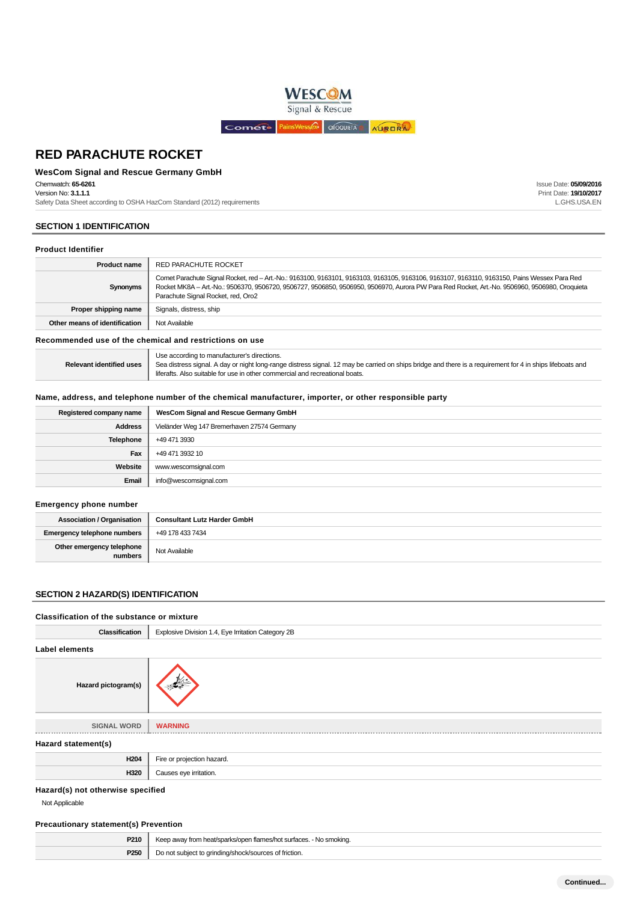# RED PARACHUTE ROCKET

## WesCom Signal and Rescue Germany GmbH

Chemwatch: **65-6261**
Version No: **3.1.1.1**
Safety Data Sheet according to OSHA HazCom Standard (2012) requirements

Issue Date: **05/09/2016**
Print Date: **19/10/2017**
L.GHS.USA.EN

## SECTION 1 IDENTIFICATION

### Product Identifier

| | |
|---|---|
| **Product name** | RED PARACHUTE ROCKET |
| **Synonyms** | Comet Parachute Signal Rocket, red – Art.-No.: 9163100, 9163101, 9163103, 9163105, 9163106, 9163107, 9163110, 9163150, Pains Wessex Para Red Rocket MK8A – Art.-No.: 9506370, 9506720, 9506727, 9506850, 9506950, 9506970, Aurora PW Para Red Rocket, Art.-No. 9506960, 9506980, Oroquieta Parachute Signal Rocket, red, Oro2 |
| **Proper shipping name** | Signals, distress, ship |
| **Other means of identification** | Not Available |

### Recommended use of the chemical and restrictions on use

| | |
|---|---|
| **Relevant identified uses** | Use according to manufacturer's directions.<br>Sea distress signal. A day or night long-range distress signal. 12 may be carried on ships bridge and there is a requirement for 4 in ships lifeboats and liferafts. Also suitable for use in other commercial and recreational boats. |

### Name, address, and telephone number of the chemical manufacturer, importer, or other responsible party

| | |
|---|---|
| **Registered company name** | **WesCom Signal and Rescue Germany GmbH** |
| **Address** | Vieländer Weg 147 Bremerhaven 27574 Germany |
| **Telephone** | +49 471 3930 |
| **Fax** | +49 471 3932 10 |
| **Website** | www.wescomsignal.com |
| **Email** | info@wescomsignal.com |

### Emergency phone number

| | |
|---|---|
| **Association / Organisation** | **Consultant Lutz Harder GmbH** |
| **Emergency telephone numbers** | +49 178 433 7434 |
| **Other emergency telephone numbers** | Not Available |

## SECTION 2 HAZARD(S) IDENTIFICATION

### Classification of the substance or mixture

| | |
|---|---|
| **Classification** | Explosive Division 1.4, Eye Irritation Category 2B |

### Label elements

| | |
|---|---|
| **Hazard pictogram(s)** | |
| **SIGNAL WORD** | **WARNING** |

### Hazard statement(s)

| | |
|---|---|
| **H204** | Fire or projection hazard. |
| **H320** | Causes eye irritation. |

### Hazard(s) not otherwise specified

Not Applicable

### Precautionary statement(s) Prevention

| | |
|---|---|
| **P210** | Keep away from heat/sparks/open flames/hot surfaces. - No smoking. |
| **P250** | Do not subject to grinding/shock/sources of friction. |

**Continued...**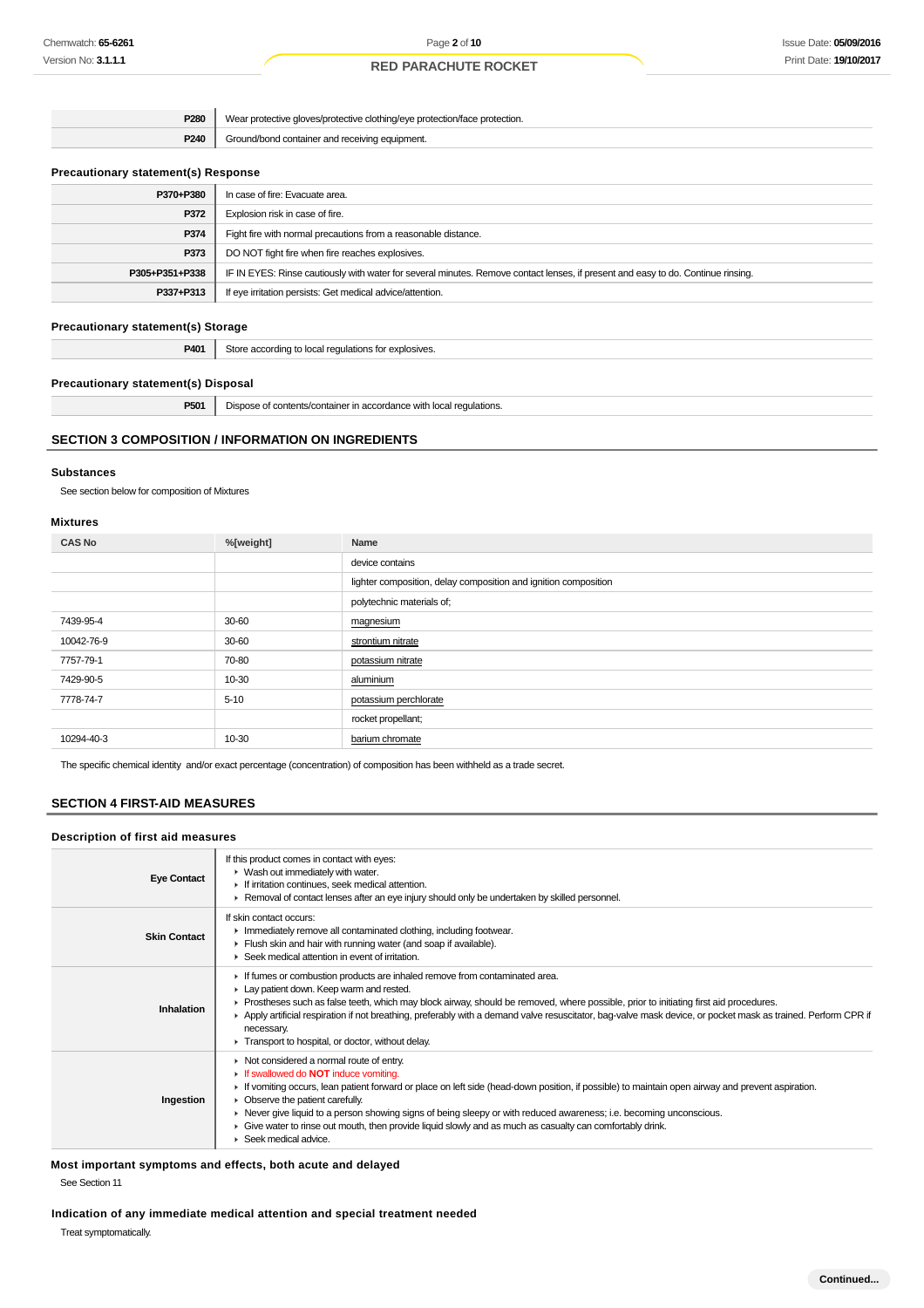| | |
|---|---|
| **P280** | Wear protective gloves/protective clothing/eye protection/face protection. |
| **P240** | Ground/bond container and receiving equipment. |

### Precautionary statement(s) Response

| | |
|---|---|
| **P370+P380** | In case of fire: Evacuate area. |
| **P372** | Explosion risk in case of fire. |
| **P374** | Fight fire with normal precautions from a reasonable distance. |
| **P373** | DO NOT fight fire when fire reaches explosives. |
| **P305+P351+P338** | IF IN EYES: Rinse cautiously with water for several minutes. Remove contact lenses, if present and easy to do. Continue rinsing. |
| **P337+P313** | If eye irritation persists: Get medical advice/attention. |

### Precautionary statement(s) Storage

| | |
|---|---|
| **P401** | Store according to local regulations for explosives. |

### Precautionary statement(s) Disposal

| | |
|---|---|
| **P501** | Dispose of contents/container in accordance with local regulations. |

## SECTION 3 COMPOSITION / INFORMATION ON INGREDIENTS

### Substances

See section below for composition of Mixtures

### Mixtures

| CAS No | %[weight] | Name |
|---|---|---|
| | | device contains |
| | | lighter composition, delay composition and ignition composition |
| | | polytechnic materials of; |
| 7439-95-4 | 30-60 | magnesium |
| 10042-76-9 | 30-60 | strontium nitrate |
| 7757-79-1 | 70-80 | potassium nitrate |
| 7429-90-5 | 10-30 | aluminium |
| 7778-74-7 | 5-10 | potassium perchlorate |
| | | rocket propellant; |
| 10294-40-3 | 10-30 | barium chromate |

The specific chemical identity and/or exact percentage (concentration) of composition has been withheld as a trade secret.

## SECTION 4 FIRST-AID MEASURES

### Description of first aid measures

| | |
|---|---|
| **Eye Contact** | If this product comes in contact with eyes:<br>▸ Wash out immediately with water.<br>▸ If irritation continues, seek medical attention.<br>▸ Removal of contact lenses after an eye injury should only be undertaken by skilled personnel. |
| **Skin Contact** | If skin contact occurs:<br>▸ Immediately remove all contaminated clothing, including footwear.<br>▸ Flush skin and hair with running water (and soap if available).<br>▸ Seek medical attention in event of irritation. |
| **Inhalation** | ▸ If fumes or combustion products are inhaled remove from contaminated area.<br>▸ Lay patient down. Keep warm and rested.<br>▸ Prostheses such as false teeth, which may block airway, should be removed, where possible, prior to initiating first aid procedures.<br>▸ Apply artificial respiration if not breathing, preferably with a demand valve resuscitator, bag-valve mask device, or pocket mask as trained. Perform CPR if necessary.<br>▸ Transport to hospital, or doctor, without delay. |
| **Ingestion** | ▸ Not considered a normal route of entry.<br>▸ If swallowed do **NOT** induce vomiting.<br>▸ If vomiting occurs, lean patient forward or place on left side (head-down position, if possible) to maintain open airway and prevent aspiration.<br>▸ Observe the patient carefully.<br>▸ Never give liquid to a person showing signs of being sleepy or with reduced awareness; i.e. becoming unconscious.<br>▸ Give water to rinse out mouth, then provide liquid slowly and as much as casualty can comfortably drink.<br>▸ Seek medical advice. |

### Most important symptoms and effects, both acute and delayed

See Section 11

### Indication of any immediate medical attention and special treatment needed

Treat symptomatically.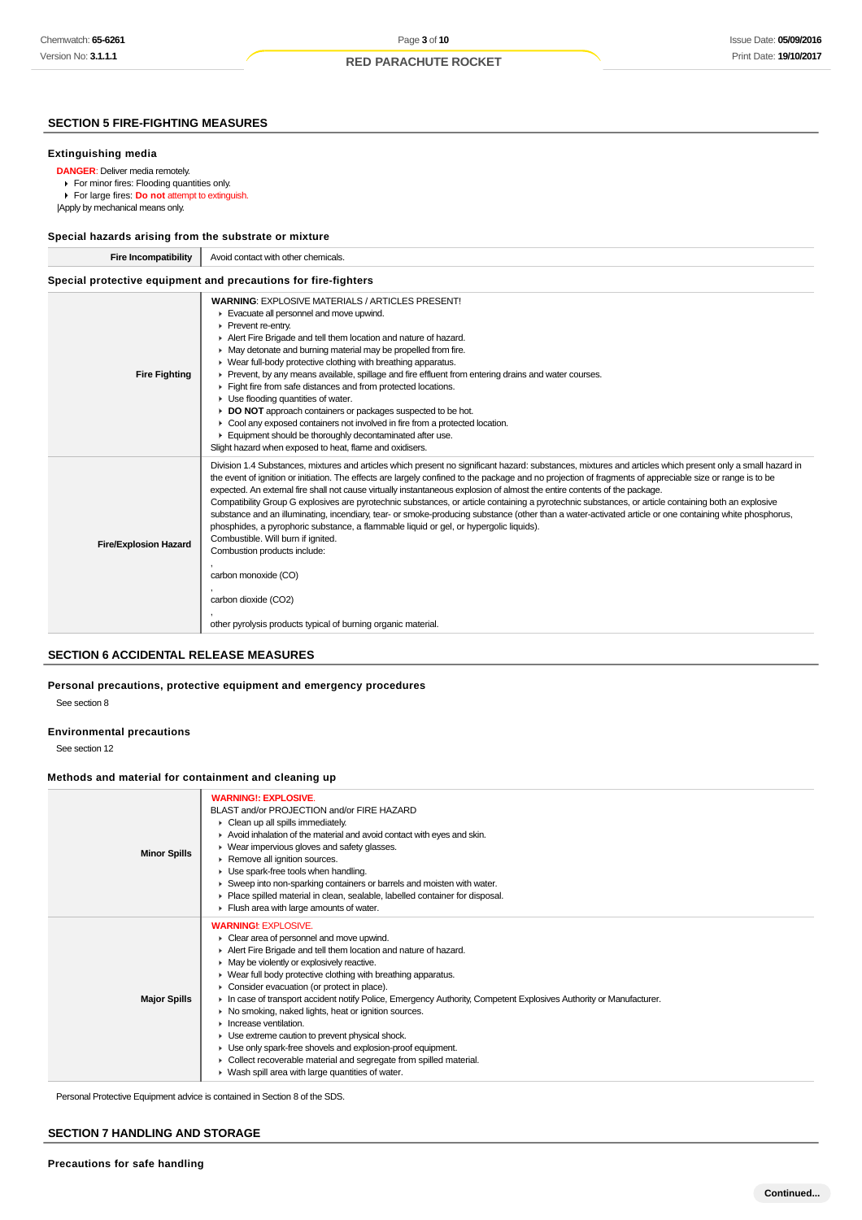## SECTION 5 FIRE-FIGHTING MEASURES

### Extinguishing media

**DANGER**: Deliver media remotely.
- For minor fires: Flooding quantities only.
- For large fires: **Do not** attempt to extinguish.

|Apply by mechanical means only.

### Special hazards arising from the substrate or mixture

| | |
|---|---|
| **Fire Incompatibility** | Avoid contact with other chemicals. |

### Special protective equipment and precautions for fire-fighters

| | |
|---|---|
| **Fire Fighting** | **WARNING**: EXPLOSIVE MATERIALS / ARTICLES PRESENT!<br>- Evacuate all personnel and move upwind.<br>- Prevent re-entry.<br>- Alert Fire Brigade and tell them location and nature of hazard.<br>- May detonate and burning material may be propelled from fire.<br>- Wear full-body protective clothing with breathing apparatus.<br>- Prevent, by any means available, spillage and fire effluent from entering drains and water courses.<br>- Fight fire from safe distances and from protected locations.<br>- Use flooding quantities of water.<br>- **DO NOT** approach containers or packages suspected to be hot.<br>- Cool any exposed containers not involved in fire from a protected location.<br>- Equipment should be thoroughly decontaminated after use.<br>Slight hazard when exposed to heat, flame and oxidisers. |
| **Fire/Explosion Hazard** | Division 1.4 Substances, mixtures and articles which present no significant hazard: substances, mixtures and articles which present only a small hazard in the event of ignition or initiation. The effects are largely confined to the package and no projection of fragments of appreciable size or range is to be expected. An external fire shall not cause virtually instantaneous explosion of almost the entire contents of the package.<br>Compatibility Group G explosives are pyrotechnic substances, or article containing a pyrotechnic substances, or article containing both an explosive substance and an illuminating, incendiary, tear- or smoke-producing substance (other than a water-activated article or one containing white phosphorus, phosphides, a pyrophoric substance, a flammable liquid or gel, or hypergolic liquids).<br>Combustible. Will burn if ignited.<br>Combustion products include:<br>,<br>carbon monoxide (CO)<br>,<br>carbon dioxide (CO2)<br>,<br>other pyrolysis products typical of burning organic material. |

## SECTION 6 ACCIDENTAL RELEASE MEASURES

### Personal precautions, protective equipment and emergency procedures

See section 8

### Environmental precautions

See section 12

### Methods and material for containment and cleaning up

| | |
|---|---|
| **Minor Spills** | **WARNING!: EXPLOSIVE.**<br>BLAST and/or PROJECTION and/or FIRE HAZARD<br>- Clean up all spills immediately.<br>- Avoid inhalation of the material and avoid contact with eyes and skin.<br>- Wear impervious gloves and safety glasses.<br>- Remove all ignition sources.<br>- Use spark-free tools when handling.<br>- Sweep into non-sparking containers or barrels and moisten with water.<br>- Place spilled material in clean, sealable, labelled container for disposal.<br>- Flush area with large amounts of water. |
| **Major Spills** | **WARNING!**: EXPLOSIVE.<br>- Clear area of personnel and move upwind.<br>- Alert Fire Brigade and tell them location and nature of hazard.<br>- May be violently or explosively reactive.<br>- Wear full body protective clothing with breathing apparatus.<br>- Consider evacuation (or protect in place).<br>- In case of transport accident notify Police, Emergency Authority, Competent Explosives Authority or Manufacturer.<br>- No smoking, naked lights, heat or ignition sources.<br>- Increase ventilation.<br>- Use extreme caution to prevent physical shock.<br>- Use only spark-free shovels and explosion-proof equipment.<br>- Collect recoverable material and segregate from spilled material.<br>- Wash spill area with large quantities of water. |

Personal Protective Equipment advice is contained in Section 8 of the SDS.

## SECTION 7 HANDLING AND STORAGE

### Precautions for safe handling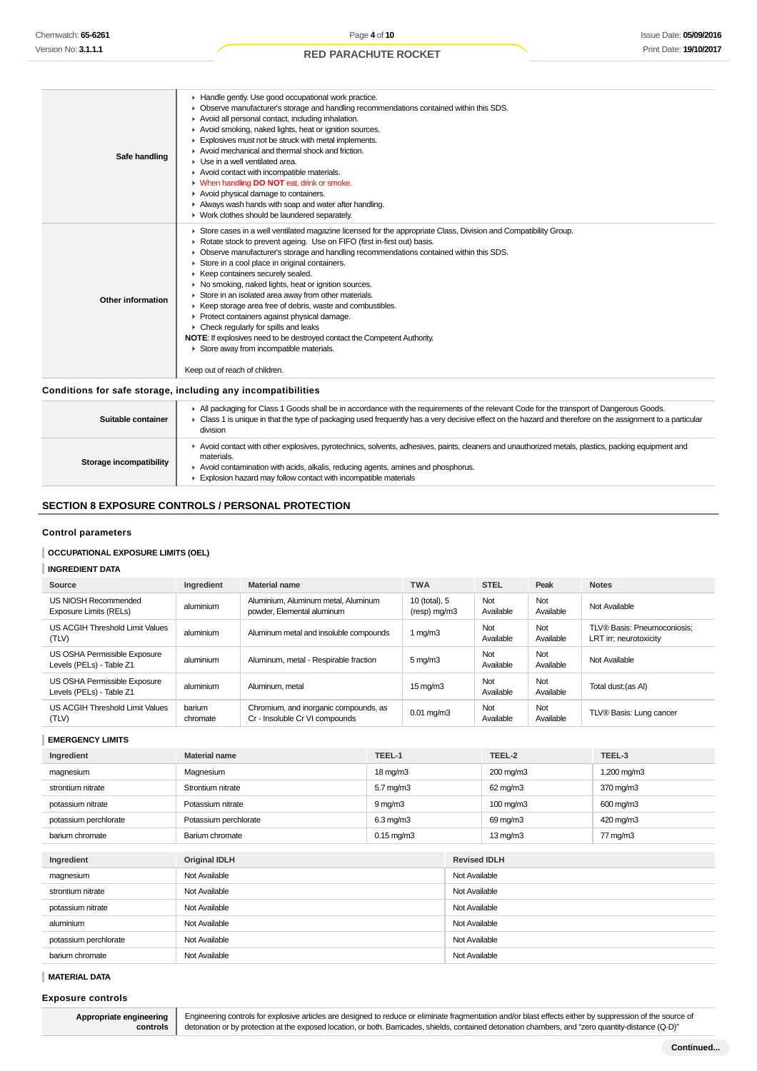| | |
|---|---|
| **Safe handling** | - Handle gently. Use good occupational work practice.<br>- Observe manufacturer's storage and handling recommendations contained within this SDS.<br>- Avoid all personal contact, including inhalation.<br>- Avoid smoking, naked lights, heat or ignition sources.<br>- Explosives must not be struck with metal implements.<br>- Avoid mechanical and thermal shock and friction.<br>- Use in a well ventilated area.<br>- Avoid contact with incompatible materials.<br>- When handling **DO NOT** eat, drink or smoke.<br>- Avoid physical damage to containers.<br>- Always wash hands with soap and water after handling.<br>- Work clothes should be laundered separately. |
| **Other information** | - Store cases in a well ventilated magazine licensed for the appropriate Class, Division and Compatibility Group.<br>- Rotate stock to prevent ageing. Use on FIFO (first in-first out) basis.<br>- Observe manufacturer's storage and handling recommendations contained within this SDS.<br>- Store in a cool place in original containers.<br>- Keep containers securely sealed.<br>- No smoking, naked lights, heat or ignition sources.<br>- Store in an isolated area away from other materials.<br>- Keep storage area free of debris, waste and combustibles.<br>- Protect containers against physical damage.<br>- Check regularly for spills and leaks<br>**NOTE**: If explosives need to be destroyed contact the Competent Authority.<br>- Store away from incompatible materials.<br><br>Keep out of reach of children. |

### Conditions for safe storage, including any incompatibilities

| | |
|---|---|
| **Suitable container** | - All packaging for Class 1 Goods shall be in accordance with the requirements of the relevant Code for the transport of Dangerous Goods.<br>- Class 1 is unique in that the type of packaging used frequently has a very decisive effect on the hazard and therefore on the assignment to a particular division |
| **Storage incompatibility** | - Avoid contact with other explosives, pyrotechnics, solvents, adhesives, paints, cleaners and unauthorized metals, plastics, packing equipment and materials.<br>- Avoid contamination with acids, alkalis, reducing agents, amines and phosphorus.<br>- Explosion hazard may follow contact with incompatible materials |

## SECTION 8 EXPOSURE CONTROLS / PERSONAL PROTECTION

### Control parameters

#### OCCUPATIONAL EXPOSURE LIMITS (OEL)

#### INGREDIENT DATA

| Source | Ingredient | Material name | TWA | STEL | Peak | Notes |
|---|---|---|---|---|---|---|
| US NIOSH Recommended Exposure Limits (RELs) | aluminium | Aluminium, Aluminum metal, Aluminum powder, Elemental aluminum | 10 (total), 5 (resp) mg/m3 | Not Available | Not Available | Not Available |
| US ACGIH Threshold Limit Values (TLV) | aluminium | Aluminum metal and insoluble compounds | 1 mg/m3 | Not Available | Not Available | TLV® Basis: Pneumoconiosis; LRT irr; neurotoxicity |
| US OSHA Permissible Exposure Levels (PELs) - Table Z1 | aluminium | Aluminum, metal - Respirable fraction | 5 mg/m3 | Not Available | Not Available | Not Available |
| US OSHA Permissible Exposure Levels (PELs) - Table Z1 | aluminium | Aluminum, metal | 15 mg/m3 | Not Available | Not Available | Total dust;(as Al) |
| US ACGIH Threshold Limit Values (TLV) | barium chromate | Chromium, and inorganic compounds, as Cr - Insoluble Cr VI compounds | 0.01 mg/m3 | Not Available | Not Available | TLV® Basis: Lung cancer |

#### EMERGENCY LIMITS

| Ingredient | Material name | TEEL-1 | TEEL-2 | TEEL-3 |
|---|---|---|---|---|
| magnesium | Magnesium | 18 mg/m3 | 200 mg/m3 | 1,200 mg/m3 |
| strontium nitrate | Strontium nitrate | 5.7 mg/m3 | 62 mg/m3 | 370 mg/m3 |
| potassium nitrate | Potassium nitrate | 9 mg/m3 | 100 mg/m3 | 600 mg/m3 |
| potassium perchlorate | Potassium perchlorate | 6.3 mg/m3 | 69 mg/m3 | 420 mg/m3 |
| barium chromate | Barium chromate | 0.15 mg/m3 | 13 mg/m3 | 77 mg/m3 |

| Ingredient | Original IDLH | Revised IDLH |
|---|---|---|
| magnesium | Not Available | Not Available |
| strontium nitrate | Not Available | Not Available |
| potassium nitrate | Not Available | Not Available |
| aluminium | Not Available | Not Available |
| potassium perchlorate | Not Available | Not Available |
| barium chromate | Not Available | Not Available |

#### MATERIAL DATA

### Exposure controls

| | |
|---|---|
| **Appropriate engineering controls** | Engineering controls for explosive articles are designed to reduce or eliminate fragmentation and/or blast effects either by suppression of the source of detonation or by protection at the exposed location, or both. Barricades, shields, contained detonation chambers, and "zero quantity-distance (Q-D)" |

**Continued...**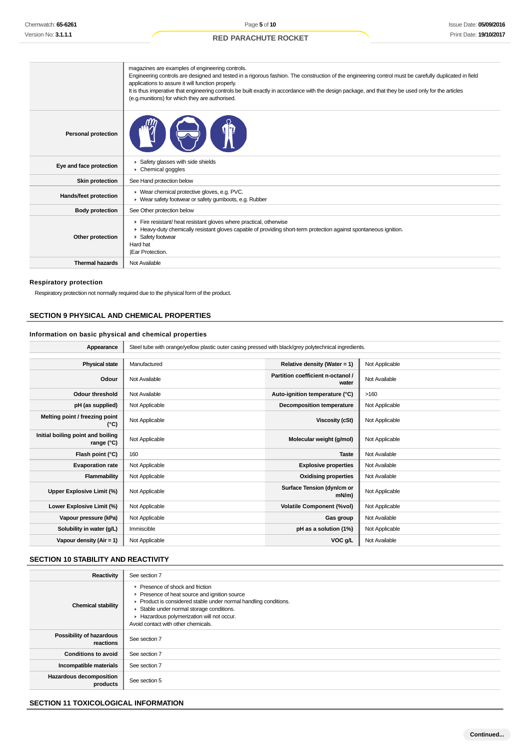| | |
|---|---|
| | magazines are examples of engineering controls.<br>Engineering controls are designed and tested in a rigorous fashion. The construction of the engineering control must be carefully duplicated in field applications to assure it will function properly.<br>It is thus imperative that engineering controls be built exactly in accordance with the design package, and that they be used only for the articles (e.g.munitions) for which they are authorised. |
| **Personal protection** | |
| **Eye and face protection** | ▸ Safety glasses with side shields<br>▸ Chemical goggles |
| **Skin protection** | See Hand protection below |
| **Hands/feet protection** | ▸ Wear chemical protective gloves, e.g. PVC.<br>▸ Wear safety footwear or safety gumboots, e.g. Rubber |
| **Body protection** | See Other protection below |
| **Other protection** | ▸ Fire resistant/ heat resistant gloves where practical, otherwise<br>▸ Heavy-duty chemically resistant gloves capable of providing short-term protection against spontaneous ignition.<br>▸ Safety footwear<br>Hard hat<br>\|Ear Protection. |
| **Thermal hazards** | Not Available |

### Respiratory protection

Respiratory protection not normally required due to the physical form of the product.

## SECTION 9 PHYSICAL AND CHEMICAL PROPERTIES

### Information on basic physical and chemical properties

| | | | |
|---|---|---|---|
| **Appearance** | Steel tube with orange/yellow plastic outer casing pressed with black/grey polytechnical ingredients. | | |
| **Physical state** | Manufactured | **Relative density (Water = 1)** | Not Applicable |
| **Odour** | Not Available | **Partition coefficient n-octanol / water** | Not Available |
| **Odour threshold** | Not Available | **Auto-ignition temperature (°C)** | >160 |
| **pH (as supplied)** | Not Applicable | **Decomposition temperature** | Not Applicable |
| **Melting point / freezing point (°C)** | Not Applicable | **Viscosity (cSt)** | Not Applicable |
| **Initial boiling point and boiling range (°C)** | Not Applicable | **Molecular weight (g/mol)** | Not Applicable |
| **Flash point (°C)** | 160 | **Taste** | Not Available |
| **Evaporation rate** | Not Applicable | **Explosive properties** | Not Available |
| **Flammability** | Not Applicable | **Oxidising properties** | Not Available |
| **Upper Explosive Limit (%)** | Not Applicable | **Surface Tension (dyn/cm or mN/m)** | Not Applicable |
| **Lower Explosive Limit (%)** | Not Applicable | **Volatile Component (%vol)** | Not Applicable |
| **Vapour pressure (kPa)** | Not Applicable | **Gas group** | Not Available |
| **Solubility in water (g/L)** | Immiscible | **pH as a solution (1%)** | Not Applicable |
| **Vapour density (Air = 1)** | Not Applicable | **VOC g/L** | Not Available |

## SECTION 10 STABILITY AND REACTIVITY

| | |
|---|---|
| **Reactivity** | See section 7 |
| **Chemical stability** | ▸ Presence of shock and friction<br>▸ Presence of heat source and ignition source<br>▸ Product is considered stable under normal handling conditions.<br>▸ Stable under normal storage conditions.<br>▸ Hazardous polymerization will not occur.<br>Avoid contact with other chemicals. |
| **Possibility of hazardous reactions** | See section 7 |
| **Conditions to avoid** | See section 7 |
| **Incompatible materials** | See section 7 |
| **Hazardous decomposition products** | See section 5 |

## SECTION 11 TOXICOLOGICAL INFORMATION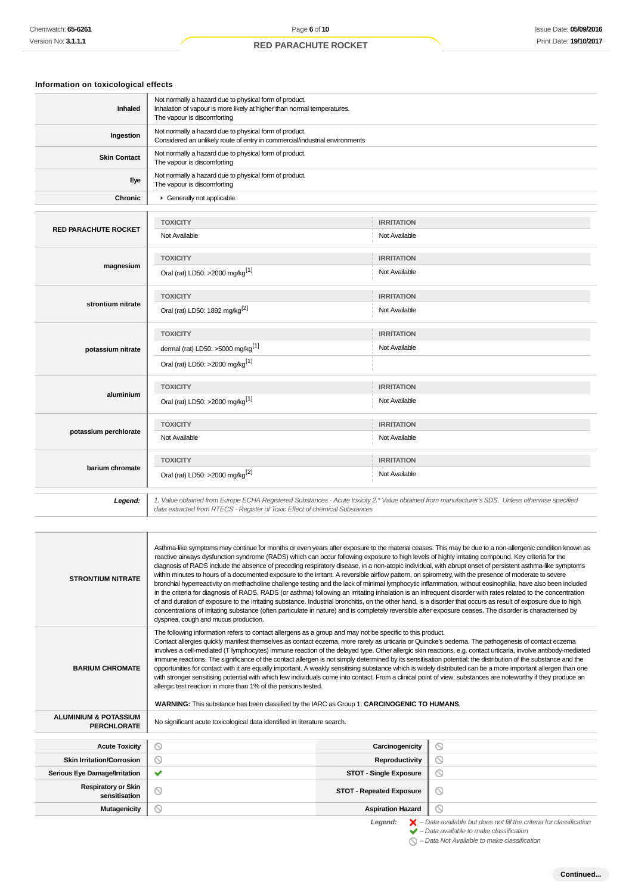### Information on toxicological effects

| | |
|---|---|
| **Inhaled** | Not normally a hazard due to physical form of product.<br>Inhalation of vapour is more likely at higher than normal temperatures.<br>The vapour is discomforting |
| **Ingestion** | Not normally a hazard due to physical form of product.<br>Considered an unlikely route of entry in commercial/industrial environments |
| **Skin Contact** | Not normally a hazard due to physical form of product.<br>The vapour is discomforting |
| **Eye** | Not normally a hazard due to physical form of product.<br>The vapour is discomforting |
| **Chronic** | ‣ Generally not applicable. |

| | TOXICITY | IRRITATION |
|---|---|---|
| **RED PARACHUTE ROCKET** | Not Available | Not Available |
| **magnesium** | Oral (rat) LD50: >2000 mg/kg[1] | Not Available |
| **strontium nitrate** | Oral (rat) LD50: 1892 mg/kg[2] | Not Available |
| **potassium nitrate** | dermal (rat) LD50: >5000 mg/kg[1]<br>Oral (rat) LD50: >2000 mg/kg[1] | Not Available |
| **aluminium** | Oral (rat) LD50: >2000 mg/kg[1] | Not Available |
| **potassium perchlorate** | Not Available | Not Available |
| **barium chromate** | Oral (rat) LD50: >2000 mg/kg[2] | Not Available |

***Legend:*** *1. Value obtained from Europe ECHA Registered Substances - Acute toxicity 2.\* Value obtained from manufacturer's SDS. Unless otherwise specified data extracted from RTECS - Register of Toxic Effect of chemical Substances*

| | |
|---|---|
| **STRONTIUM NITRATE** | Asthma-like symptoms may continue for months or even years after exposure to the material ceases. This may be due to a non-allergenic condition known as reactive airways dysfunction syndrome (RADS) which can occur following exposure to high levels of highly irritating compound. Key criteria for the diagnosis of RADS include the absence of preceding respiratory disease, in a non-atopic individual, with abrupt onset of persistent asthma-like symptoms within minutes to hours of a documented exposure to the irritant. A reversible airflow pattern, on spirometry, with the presence of moderate to severe bronchial hyperreactivity on methacholine challenge testing and the lack of minimal lymphocytic inflammation, without eosinophilia, have also been included in the criteria for diagnosis of RADS. RADS (or asthma) following an irritating inhalation is an infrequent disorder with rates related to the concentration of and duration of exposure to the irritating substance. Industrial bronchitis, on the other hand, is a disorder that occurs as result of exposure due to high concentrations of irritating substance (often particulate in nature) and is completely reversible after exposure ceases. The disorder is characterised by dyspnea, cough and mucus production. |
| **BARIUM CHROMATE** | The following information refers to contact allergens as a group and may not be specific to this product.<br>Contact allergies quickly manifest themselves as contact eczema, more rarely as urticaria or Quincke's oedema. The pathogenesis of contact eczema involves a cell-mediated (T lymphocytes) immune reaction of the delayed type. Other allergic skin reactions, e.g. contact urticaria, involve antibody-mediated immune reactions. The significance of the contact allergen is not simply determined by its sensitisation potential: the distribution of the substance and the opportunities for contact with it are equally important. A weakly sensitising substance which is widely distributed can be a more important allergen than one with stronger sensitising potential with which few individuals come into contact. From a clinical point of view, substances are noteworthy if they produce an allergic test reaction in more than 1% of the persons tested.<br><br>**WARNING:** This substance has been classified by the IARC as Group 1: **CARCINOGENIC TO HUMANS**. |
| **ALUMINIUM & POTASSIUM PERCHLORATE** | No significant acute toxicological data identified in literature search. |

| | | | |
|---|---|---|---|
| **Acute Toxicity** | ⃠ | **Carcinogenicity** | ⃠ |
| **Skin Irritation/Corrosion** | ⃠ | **Reproductivity** | ⃠ |
| **Serious Eye Damage/Irritation** | ✔ | **STOT - Single Exposure** | ⃠ |
| **Respiratory or Skin sensitisation** | ⃠ | **STOT - Repeated Exposure** | ⃠ |
| **Mutagenicity** | ⃠ | **Aspiration Hazard** | ⃠ |

***Legend:***
- ✖ *– Data available but does not fill the criteria for classification*
- ✔ *– Data available to make classification*
- ⃠ *– Data Not Available to make classification*

**Continued...**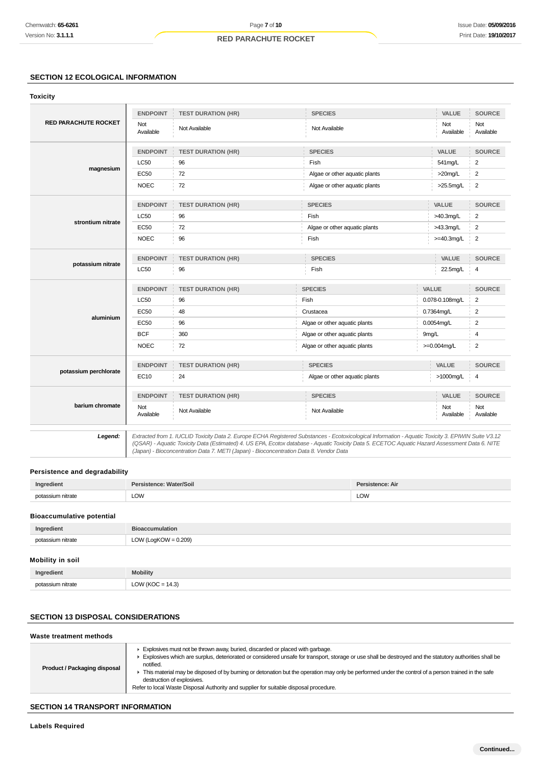## SECTION 12 ECOLOGICAL INFORMATION

### Toxicity

| | ENDPOINT | TEST DURATION (HR) | SPECIES | VALUE | SOURCE |
|---|---|---|---|---|---|
| **RED PARACHUTE ROCKET** | Not Available | Not Available | Not Available | Not Available | Not Available |

| | ENDPOINT | TEST DURATION (HR) | SPECIES | VALUE | SOURCE |
|---|---|---|---|---|---|
| **magnesium** | LC50 | 96 | Fish | 541mg/L | 2 |
| | EC50 | 72 | Algae or other aquatic plants | >20mg/L | 2 |
| | NOEC | 72 | Algae or other aquatic plants | >25.5mg/L | 2 |

| | ENDPOINT | TEST DURATION (HR) | SPECIES | VALUE | SOURCE |
|---|---|---|---|---|---|
| **strontium nitrate** | LC50 | 96 | Fish | >40.3mg/L | 2 |
| | EC50 | 72 | Algae or other aquatic plants | >43.3mg/L | 2 |
| | NOEC | 96 | Fish | >=40.3mg/L | 2 |

| | ENDPOINT | TEST DURATION (HR) | SPECIES | VALUE | SOURCE |
|---|---|---|---|---|---|
| **potassium nitrate** | LC50 | 96 | Fish | 22.5mg/L | 4 |

| | ENDPOINT | TEST DURATION (HR) | SPECIES | VALUE | SOURCE |
|---|---|---|---|---|---|
| **aluminium** | LC50 | 96 | Fish | 0.078-0.108mg/L | 2 |
| | EC50 | 48 | Crustacea | 0.7364mg/L | 2 |
| | EC50 | 96 | Algae or other aquatic plants | 0.0054mg/L | 2 |
| | BCF | 360 | Algae or other aquatic plants | 9mg/L | 4 |
| | NOEC | 72 | Algae or other aquatic plants | >=0.004mg/L | 2 |

| | ENDPOINT | TEST DURATION (HR) | SPECIES | VALUE | SOURCE |
|---|---|---|---|---|---|
| **potassium perchlorate** | EC10 | 24 | Algae or other aquatic plants | >1000mg/L | 4 |

| | ENDPOINT | TEST DURATION (HR) | SPECIES | VALUE | SOURCE |
|---|---|---|---|---|---|
| **barium chromate** | Not Available | Not Available | Not Available | Not Available | Not Available |

| | |
|---|---|
| ***Legend:*** | *Extracted from 1. IUCLID Toxicity Data 2. Europe ECHA Registered Substances - Ecotoxicological Information - Aquatic Toxicity 3. EPIWIN Suite V3.12 (QSAR) - Aquatic Toxicity Data (Estimated) 4. US EPA, Ecotox database - Aquatic Toxicity Data 5. ECETOC Aquatic Hazard Assessment Data 6. NITE (Japan) - Bioconcentration Data 7. METI (Japan) - Bioconcentration Data 8. Vendor Data* |

### Persistence and degradability

| Ingredient | Persistence: Water/Soil | Persistence: Air |
|---|---|---|
| potassium nitrate | LOW | LOW |

### Bioaccumulative potential

| Ingredient | Bioaccumulation |
|---|---|
| potassium nitrate | LOW (LogKOW = 0.209) |

### Mobility in soil

| Ingredient | Mobility |
|---|---|
| potassium nitrate | LOW (KOC = 14.3) |

## SECTION 13 DISPOSAL CONSIDERATIONS

### Waste treatment methods

| | |
|---|---|
| **Product / Packaging disposal** | ▸ Explosives must not be thrown away, buried, discarded or placed with garbage.<br>▸ Explosives which are surplus, deteriorated or considered unsafe for transport, storage or use shall be destroyed and the statutory authorities shall be notified.<br>▸ This material may be disposed of by burning or detonation but the operation may only be performed under the control of a person trained in the safe destruction of explosives.<br>Refer to local Waste Disposal Authority and supplier for suitable disposal procedure. |

## SECTION 14 TRANSPORT INFORMATION

### Labels Required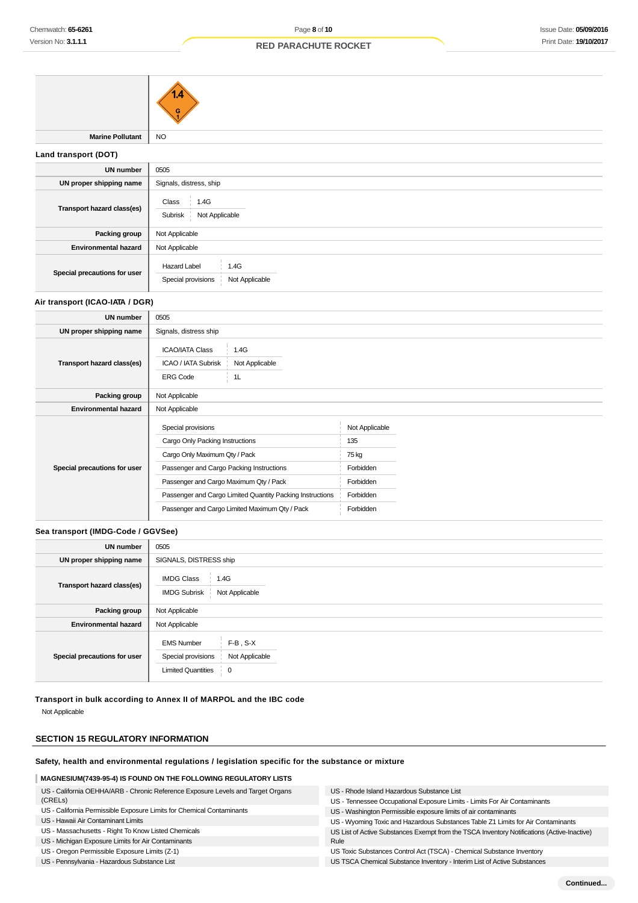| | |
|---|---|
| | 1.4 G 1 |
| **Marine Pollutant** | NO |

### Land transport (DOT)

| | |
|---|---|
| **UN number** | 0505 |
| **UN proper shipping name** | Signals, distress, ship |
| **Transport hazard class(es)** | Class: 1.4G<br>Subrisk: Not Applicable |
| **Packing group** | Not Applicable |
| **Environmental hazard** | Not Applicable |
| **Special precautions for user** | Hazard Label: 1.4G<br>Special provisions: Not Applicable |

### Air transport (ICAO-IATA / DGR)

| | |
|---|---|
| **UN number** | 0505 |
| **UN proper shipping name** | Signals, distress ship |
| **Transport hazard class(es)** | ICAO/IATA Class: 1.4G<br>ICAO / IATA Subrisk: Not Applicable<br>ERG Code: 1L |
| **Packing group** | Not Applicable |
| **Environmental hazard** | Not Applicable |
| **Special precautions for user** | Special provisions: Not Applicable<br>Cargo Only Packing Instructions: 135<br>Cargo Only Maximum Qty / Pack: 75 kg<br>Passenger and Cargo Packing Instructions: Forbidden<br>Passenger and Cargo Maximum Qty / Pack: Forbidden<br>Passenger and Cargo Limited Quantity Packing Instructions: Forbidden<br>Passenger and Cargo Limited Maximum Qty / Pack: Forbidden |

### Sea transport (IMDG-Code / GGVSee)

| | |
|---|---|
| **UN number** | 0505 |
| **UN proper shipping name** | SIGNALS, DISTRESS ship |
| **Transport hazard class(es)** | IMDG Class: 1.4G<br>IMDG Subrisk: Not Applicable |
| **Packing group** | Not Applicable |
| **Environmental hazard** | Not Applicable |
| **Special precautions for user** | EMS Number: F-B , S-X<br>Special provisions: Not Applicable<br>Limited Quantities: 0 |

### Transport in bulk according to Annex II of MARPOL and the IBC code

Not Applicable

## SECTION 15 REGULATORY INFORMATION

### Safety, health and environmental regulations / legislation specific for the substance or mixture

**MAGNESIUM(7439-95-4) IS FOUND ON THE FOLLOWING REGULATORY LISTS**

- US - California OEHHA/ARB - Chronic Reference Exposure Levels and Target Organs (CRELs)
- US - California Permissible Exposure Limits for Chemical Contaminants
- US - Hawaii Air Contaminant Limits
- US - Massachusetts - Right To Know Listed Chemicals
- US - Michigan Exposure Limits for Air Contaminants
- US - Oregon Permissible Exposure Limits (Z-1)
- US - Pennsylvania - Hazardous Substance List
- US - Rhode Island Hazardous Substance List
- US - Tennessee Occupational Exposure Limits - Limits For Air Contaminants
- US - Washington Permissible exposure limits of air contaminants
- US - Wyoming Toxic and Hazardous Substances Table Z1 Limits for Air Contaminants
- US List of Active Substances Exempt from the TSCA Inventory Notifications (Active-Inactive) Rule
- US Toxic Substances Control Act (TSCA) - Chemical Substance Inventory
- US TSCA Chemical Substance Inventory - Interim List of Active Substances

**Continued...**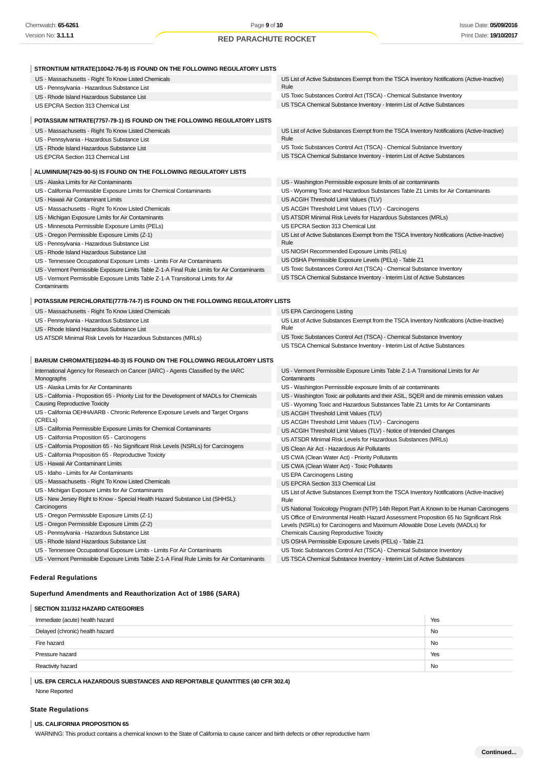**STRONTIUM NITRATE(10042-76-9) IS FOUND ON THE FOLLOWING REGULATORY LISTS**

| | |
|---|---|
| US - Massachusetts - Right To Know Listed Chemicals | US List of Active Substances Exempt from the TSCA Inventory Notifications (Active-Inactive) Rule |
| US - Pennsylvania - Hazardous Substance List | US Toxic Substances Control Act (TSCA) - Chemical Substance Inventory |
| US - Rhode Island Hazardous Substance List | US TSCA Chemical Substance Inventory - Interim List of Active Substances |
| US EPCRA Section 313 Chemical List | |

**POTASSIUM NITRATE(7757-79-1) IS FOUND ON THE FOLLOWING REGULATORY LISTS**

| | |
|---|---|
| US - Massachusetts - Right To Know Listed Chemicals | US List of Active Substances Exempt from the TSCA Inventory Notifications (Active-Inactive) Rule |
| US - Pennsylvania - Hazardous Substance List | US Toxic Substances Control Act (TSCA) - Chemical Substance Inventory |
| US - Rhode Island Hazardous Substance List | US TSCA Chemical Substance Inventory - Interim List of Active Substances |
| US EPCRA Section 313 Chemical List | |

**ALUMINIUM(7429-90-5) IS FOUND ON THE FOLLOWING REGULATORY LISTS**

| | |
|---|---|
| US - Alaska Limits for Air Contaminants | US - Washington Permissible exposure limits of air contaminants |
| US - California Permissible Exposure Limits for Chemical Contaminants | US - Wyoming Toxic and Hazardous Substances Table Z1 Limits for Air Contaminants |
| US - Hawaii Air Contaminant Limits | US ACGIH Threshold Limit Values (TLV) |
| US - Massachusetts - Right To Know Listed Chemicals | US ACGIH Threshold Limit Values (TLV) - Carcinogens |
| US - Michigan Exposure Limits for Air Contaminants | US ATSDR Minimal Risk Levels for Hazardous Substances (MRLs) |
| US - Minnesota Permissible Exposure Limits (PELs) | US EPCRA Section 313 Chemical List |
| US - Oregon Permissible Exposure Limits (Z-1) | US List of Active Substances Exempt from the TSCA Inventory Notifications (Active-Inactive) Rule |
| US - Pennsylvania - Hazardous Substance List | US NIOSH Recommended Exposure Limits (RELs) |
| US - Rhode Island Hazardous Substance List | US OSHA Permissible Exposure Levels (PELs) - Table Z1 |
| US - Tennessee Occupational Exposure Limits - Limits For Air Contaminants | US Toxic Substances Control Act (TSCA) - Chemical Substance Inventory |
| US - Vermont Permissible Exposure Limits Table Z-1-A Final Rule Limits for Air Contaminants | US TSCA Chemical Substance Inventory - Interim List of Active Substances |
| US - Vermont Permissible Exposure Limits Table Z-1-A Transitional Limits for Air Contaminants | |

**POTASSIUM PERCHLORATE(7778-74-7) IS FOUND ON THE FOLLOWING REGULATORY LISTS**

| | |
|---|---|
| US - Massachusetts - Right To Know Listed Chemicals | US EPA Carcinogens Listing |
| US - Pennsylvania - Hazardous Substance List | US List of Active Substances Exempt from the TSCA Inventory Notifications (Active-Inactive) Rule |
| US - Rhode Island Hazardous Substance List | US Toxic Substances Control Act (TSCA) - Chemical Substance Inventory |
| US ATSDR Minimal Risk Levels for Hazardous Substances (MRLs) | US TSCA Chemical Substance Inventory - Interim List of Active Substances |

**BARIUM CHROMATE(10294-40-3) IS FOUND ON THE FOLLOWING REGULATORY LISTS**

| | |
|---|---|
| International Agency for Research on Cancer (IARC) - Agents Classified by the IARC Monographs | US - Vermont Permissible Exposure Limits Table Z-1-A Transitional Limits for Air Contaminants |
| US - Alaska Limits for Air Contaminants | US - Washington Permissible exposure limits of air contaminants |
| US - California - Proposition 65 - Priority List for the Development of MADLs for Chemicals Causing Reproductive Toxicity | US - Washington Toxic air pollutants and their ASIL, SQER and de minimis emission values |
| US - California OEHHA/ARB - Chronic Reference Exposure Levels and Target Organs (CRELs) | US - Wyoming Toxic and Hazardous Substances Table Z1 Limits for Air Contaminants |
| US - California Permissible Exposure Limits for Chemical Contaminants | US ACGIH Threshold Limit Values (TLV) |
| US - California Proposition 65 - Carcinogens | US ACGIH Threshold Limit Values (TLV) - Carcinogens |
| US - California Proposition 65 - No Significant Risk Levels (NSRLs) for Carcinogens | US ACGIH Threshold Limit Values (TLV) - Notice of Intended Changes |
| US - California Proposition 65 - Reproductive Toxicity | US ATSDR Minimal Risk Levels for Hazardous Substances (MRLs) |
| US - Hawaii Air Contaminant Limits | US Clean Air Act - Hazardous Air Pollutants |
| US - Idaho - Limits for Air Contaminants | US CWA (Clean Water Act) - Priority Pollutants |
| US - Massachusetts - Right To Know Listed Chemicals | US CWA (Clean Water Act) - Toxic Pollutants |
| US - Michigan Exposure Limits for Air Contaminants | US EPA Carcinogens Listing |
| US - New Jersey Right to Know - Special Health Hazard Substance List (SHHSL): Carcinogens | US EPCRA Section 313 Chemical List |
| US - Oregon Permissible Exposure Limits (Z-1) | US List of Active Substances Exempt from the TSCA Inventory Notifications (Active-Inactive) Rule |
| US - Oregon Permissible Exposure Limits (Z-2) | US National Toxicology Program (NTP) 14th Report Part A Known to be Human Carcinogens |
| US - Pennsylvania - Hazardous Substance List | US Office of Environmental Health Hazard Assessment Proposition 65 No Significant Risk Levels (NSRLs) for Carcinogens and Maximum Allowable Dose Levels (MADLs) for Chemicals Causing Reproductive Toxicity |
| US - Rhode Island Hazardous Substance List | US OSHA Permissible Exposure Levels (PELs) - Table Z1 |
| US - Tennessee Occupational Exposure Limits - Limits For Air Contaminants | US Toxic Substances Control Act (TSCA) - Chemical Substance Inventory |
| US - Vermont Permissible Exposure Limits Table Z-1-A Final Rule Limits for Air Contaminants | US TSCA Chemical Substance Inventory - Interim List of Active Substances |

## Federal Regulations

### Superfund Amendments and Reauthorization Act of 1986 (SARA)

**SECTION 311/312 HAZARD CATEGORIES**

| | |
|---|---|
| Immediate (acute) health hazard | Yes |
| Delayed (chronic) health hazard | No |
| Fire hazard | No |
| Pressure hazard | Yes |
| Reactivity hazard | No |

**US. EPA CERCLA HAZARDOUS SUBSTANCES AND REPORTABLE QUANTITIES (40 CFR 302.4)**

None Reported

## State Regulations

**US. CALIFORNIA PROPOSITION 65**

WARNING: This product contains a chemical known to the State of California to cause cancer and birth defects or other reproductive harm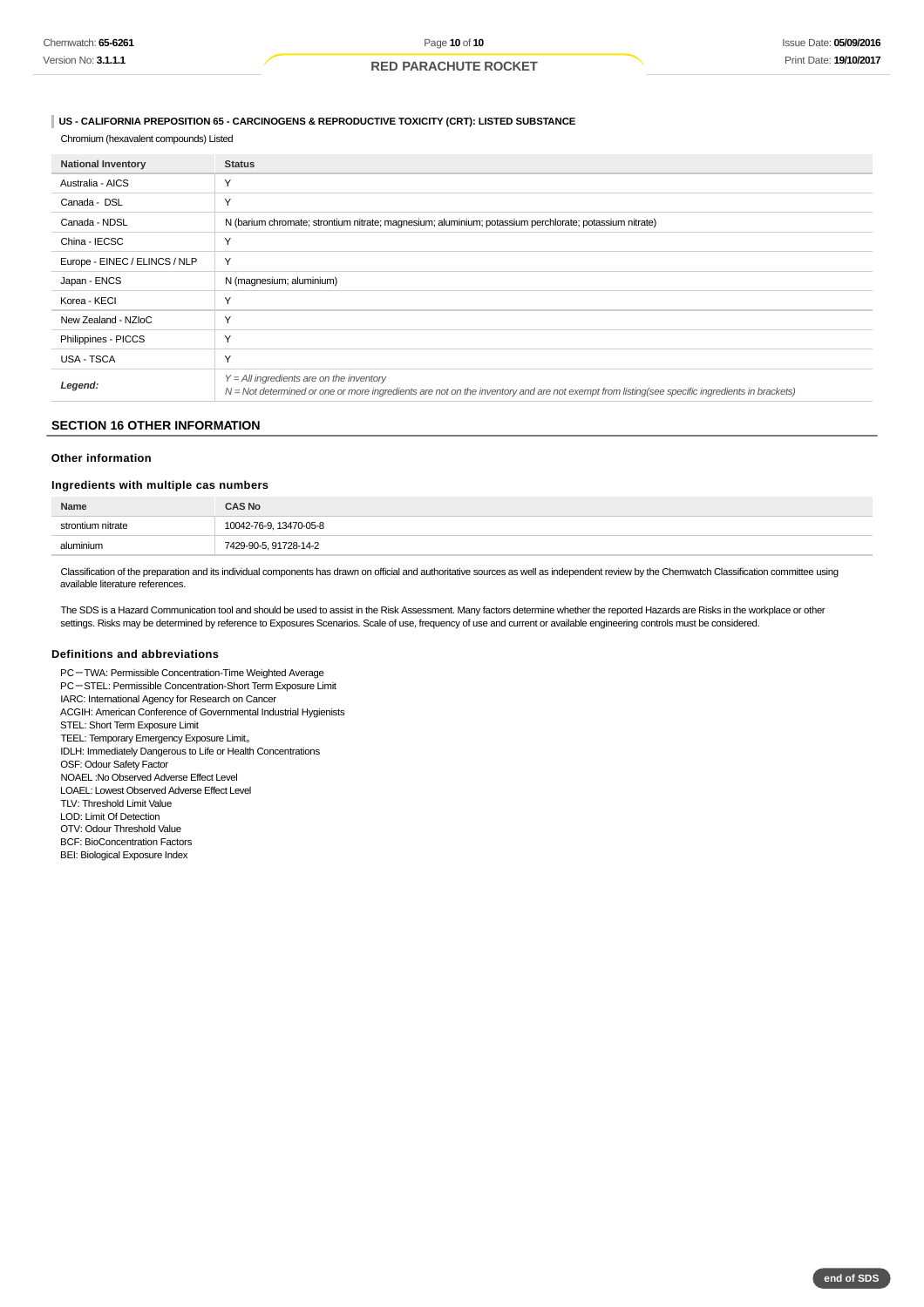**US - CALIFORNIA PREPOSITION 65 - CARCINOGENS & REPRODUCTIVE TOXICITY (CRT): LISTED SUBSTANCE**

Chromium (hexavalent compounds) Listed

| National Inventory | Status |
| --- | --- |
| Australia - AICS | Y |
| Canada - DSL | Y |
| Canada - NDSL | N (barium chromate; strontium nitrate; magnesium; aluminium; potassium perchlorate; potassium nitrate) |
| China - IECSC | Y |
| Europe - EINEC / ELINCS / NLP | Y |
| Japan - ENCS | N (magnesium; aluminium) |
| Korea - KECI | Y |
| New Zealand - NZIoC | Y |
| Philippines - PICCS | Y |
| USA - TSCA | Y |
| ***Legend:*** | *Y = All ingredients are on the inventory*<br>*N = Not determined or one or more ingredients are not on the inventory and are not exempt from listing(see specific ingredients in brackets)* |

## SECTION 16 OTHER INFORMATION

### Other information

### Ingredients with multiple cas numbers

| Name | CAS No |
| --- | --- |
| strontium nitrate | 10042-76-9, 13470-05-8 |
| aluminium | 7429-90-5, 91728-14-2 |

Classification of the preparation and its individual components has drawn on official and authoritative sources as well as independent review by the Chemwatch Classification committee using available literature references.

The SDS is a Hazard Communication tool and should be used to assist in the Risk Assessment. Many factors determine whether the reported Hazards are Risks in the workplace or other settings. Risks may be determined by reference to Exposures Scenarios. Scale of use, frequency of use and current or available engineering controls must be considered.

### Definitions and abbreviations

PC－TWA: Permissible Concentration-Time Weighted Average
PC－STEL: Permissible Concentration-Short Term Exposure Limit
IARC: International Agency for Research on Cancer
ACGIH: American Conference of Governmental Industrial Hygienists
STEL: Short Term Exposure Limit
TEEL: Temporary Emergency Exposure Limit。
IDLH: Immediately Dangerous to Life or Health Concentrations
OSF: Odour Safety Factor
NOAEL :No Observed Adverse Effect Level
LOAEL: Lowest Observed Adverse Effect Level
TLV: Threshold Limit Value
LOD: Limit Of Detection
OTV: Odour Threshold Value
BCF: BioConcentration Factors
BEI: Biological Exposure Index

end of SDS